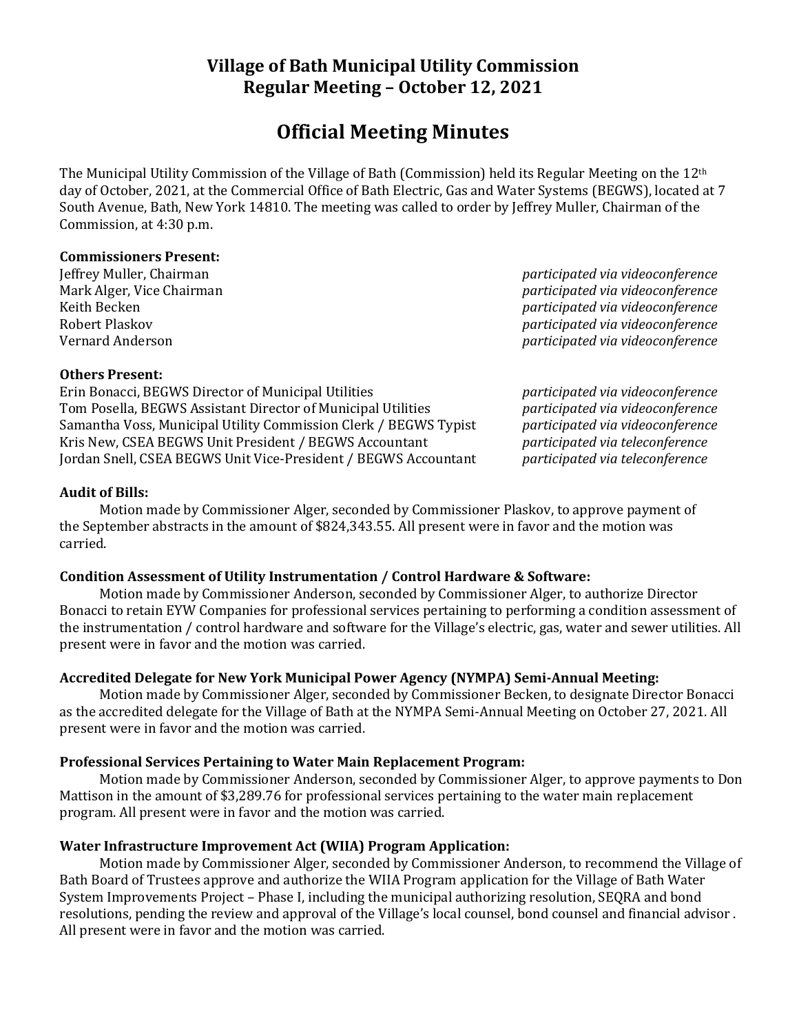# Village of Bath Municipal Utility Commission
# Regular Meeting – October 12, 2021

## Official Meeting Minutes

The Municipal Utility Commission of the Village of Bath (Commission) held its Regular Meeting on the 12th day of October, 2021, at the Commercial Office of Bath Electric, Gas and Water Systems (BEGWS), located at 7 South Avenue, Bath, New York 14810. The meeting was called to order by Jeffrey Muller, Chairman of the Commission, at 4:30 p.m.

**Commissioners Present:**

| | |
|---|---|
| Jeffrey Muller, Chairman | *participated via videoconference* |
| Mark Alger, Vice Chairman | *participated via videoconference* |
| Keith Becken | *participated via videoconference* |
| Robert Plaskov | *participated via videoconference* |
| Vernard Anderson | *participated via videoconference* |

**Others Present:**

| | |
|---|---|
| Erin Bonacci, BEGWS Director of Municipal Utilities | *participated via videoconference* |
| Tom Posella, BEGWS Assistant Director of Municipal Utilities | *participated via videoconference* |
| Samantha Voss, Municipal Utility Commission Clerk / BEGWS Typist | *participated via videoconference* |
| Kris New, CSEA BEGWS Unit President / BEGWS Accountant | *participated via teleconference* |
| Jordan Snell, CSEA BEGWS Unit Vice-President / BEGWS Accountant | *participated via teleconference* |

**Audit of Bills:**

Motion made by Commissioner Alger, seconded by Commissioner Plaskov, to approve payment of the September abstracts in the amount of $824,343.55. All present were in favor and the motion was carried.

**Condition Assessment of Utility Instrumentation / Control Hardware & Software:**

Motion made by Commissioner Anderson, seconded by Commissioner Alger, to authorize Director Bonacci to retain EYW Companies for professional services pertaining to performing a condition assessment of the instrumentation / control hardware and software for the Village's electric, gas, water and sewer utilities. All present were in favor and the motion was carried.

**Accredited Delegate for New York Municipal Power Agency (NYMPA) Semi-Annual Meeting:**

Motion made by Commissioner Alger, seconded by Commissioner Becken, to designate Director Bonacci as the accredited delegate for the Village of Bath at the NYMPA Semi-Annual Meeting on October 27, 2021. All present were in favor and the motion was carried.

**Professional Services Pertaining to Water Main Replacement Program:**

Motion made by Commissioner Anderson, seconded by Commissioner Alger, to approve payments to Don Mattison in the amount of $3,289.76 for professional services pertaining to the water main replacement program. All present were in favor and the motion was carried.

**Water Infrastructure Improvement Act (WIIA) Program Application:**

Motion made by Commissioner Alger, seconded by Commissioner Anderson, to recommend the Village of Bath Board of Trustees approve and authorize the WIIA Program application for the Village of Bath Water System Improvements Project – Phase I, including the municipal authorizing resolution, SEQRA and bond resolutions, pending the review and approval of the Village's local counsel, bond counsel and financial advisor . All present were in favor and the motion was carried.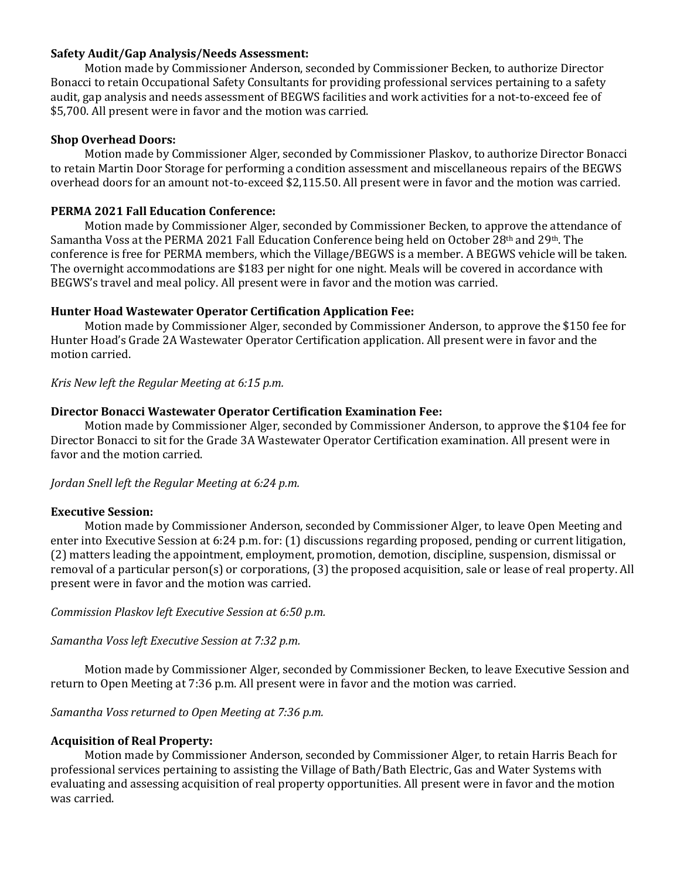**Safety Audit/Gap Analysis/Needs Assessment:**

Motion made by Commissioner Anderson, seconded by Commissioner Becken, to authorize Director Bonacci to retain Occupational Safety Consultants for providing professional services pertaining to a safety audit, gap analysis and needs assessment of BEGWS facilities and work activities for a not-to-exceed fee of \$5,700. All present were in favor and the motion was carried.

**Shop Overhead Doors:**

Motion made by Commissioner Alger, seconded by Commissioner Plaskov, to authorize Director Bonacci to retain Martin Door Storage for performing a condition assessment and miscellaneous repairs of the BEGWS overhead doors for an amount not-to-exceed \$2,115.50. All present were in favor and the motion was carried.

**PERMA 2021 Fall Education Conference:**

Motion made by Commissioner Alger, seconded by Commissioner Becken, to approve the attendance of Samantha Voss at the PERMA 2021 Fall Education Conference being held on October 28th and 29th. The conference is free for PERMA members, which the Village/BEGWS is a member. A BEGWS vehicle will be taken. The overnight accommodations are \$183 per night for one night. Meals will be covered in accordance with BEGWS's travel and meal policy. All present were in favor and the motion was carried.

**Hunter Hoad Wastewater Operator Certification Application Fee:**

Motion made by Commissioner Alger, seconded by Commissioner Anderson, to approve the \$150 fee for Hunter Hoad's Grade 2A Wastewater Operator Certification application. All present were in favor and the motion carried.

*Kris New left the Regular Meeting at 6:15 p.m.*

**Director Bonacci Wastewater Operator Certification Examination Fee:**

Motion made by Commissioner Alger, seconded by Commissioner Anderson, to approve the \$104 fee for Director Bonacci to sit for the Grade 3A Wastewater Operator Certification examination. All present were in favor and the motion carried.

*Jordan Snell left the Regular Meeting at 6:24 p.m.*

**Executive Session:**

Motion made by Commissioner Anderson, seconded by Commissioner Alger, to leave Open Meeting and enter into Executive Session at 6:24 p.m. for: (1) discussions regarding proposed, pending or current litigation, (2) matters leading the appointment, employment, promotion, demotion, discipline, suspension, dismissal or removal of a particular person(s) or corporations, (3) the proposed acquisition, sale or lease of real property. All present were in favor and the motion was carried.

*Commission Plaskov left Executive Session at 6:50 p.m.*

*Samantha Voss left Executive Session at 7:32 p.m.*

Motion made by Commissioner Alger, seconded by Commissioner Becken, to leave Executive Session and return to Open Meeting at 7:36 p.m. All present were in favor and the motion was carried.

*Samantha Voss returned to Open Meeting at 7:36 p.m.*

**Acquisition of Real Property:**

Motion made by Commissioner Anderson, seconded by Commissioner Alger, to retain Harris Beach for professional services pertaining to assisting the Village of Bath/Bath Electric, Gas and Water Systems with evaluating and assessing acquisition of real property opportunities. All present were in favor and the motion was carried.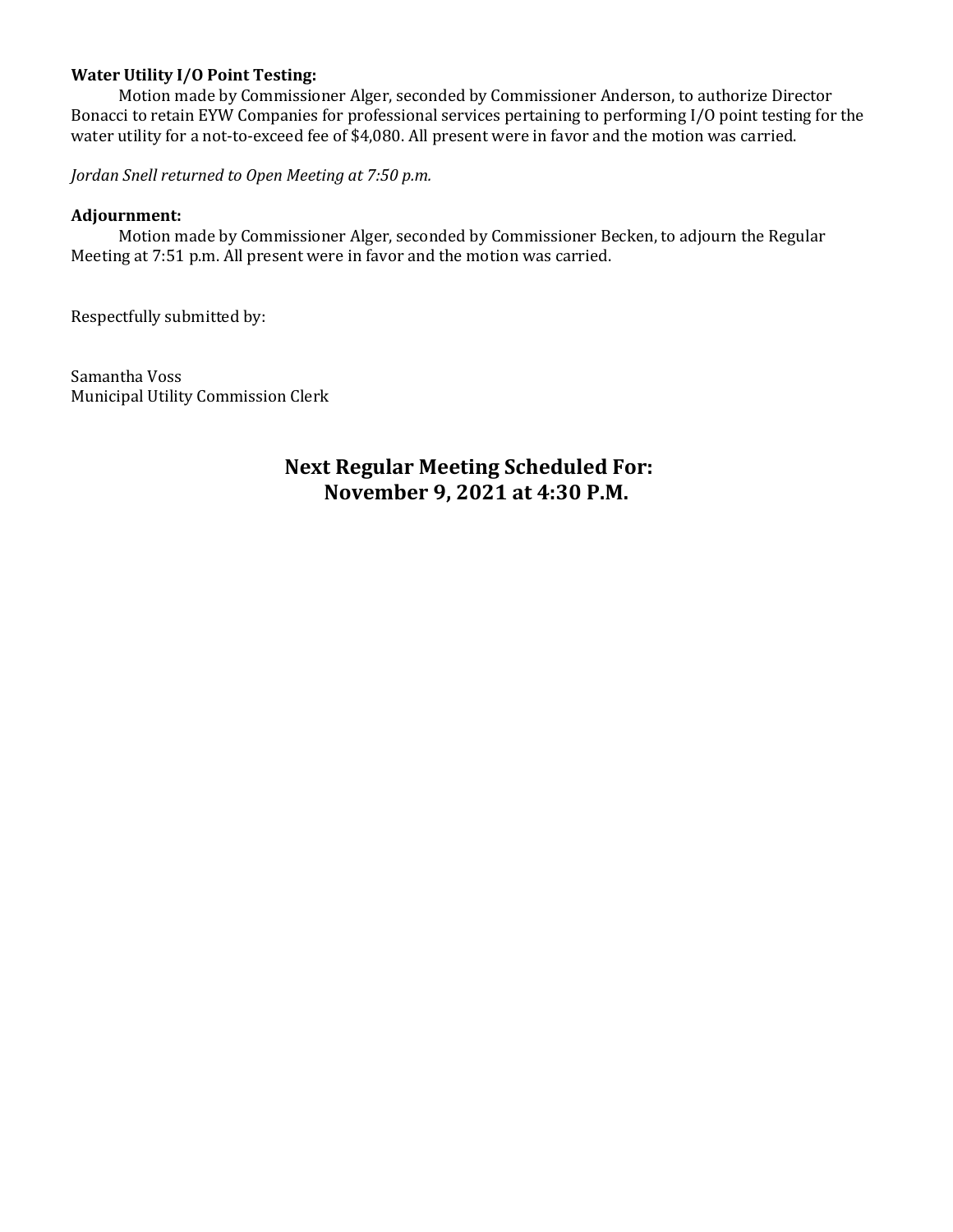**Water Utility I/O Point Testing:**

Motion made by Commissioner Alger, seconded by Commissioner Anderson, to authorize Director Bonacci to retain EYW Companies for professional services pertaining to performing I/O point testing for the water utility for a not-to-exceed fee of $4,080. All present were in favor and the motion was carried.

*Jordan Snell returned to Open Meeting at 7:50 p.m.*

**Adjournment:**

Motion made by Commissioner Alger, seconded by Commissioner Becken, to adjourn the Regular Meeting at 7:51 p.m. All present were in favor and the motion was carried.

Respectfully submitted by:

Samantha Voss
Municipal Utility Commission Clerk

**Next Regular Meeting Scheduled For:**
**November 9, 2021 at 4:30 P.M.**